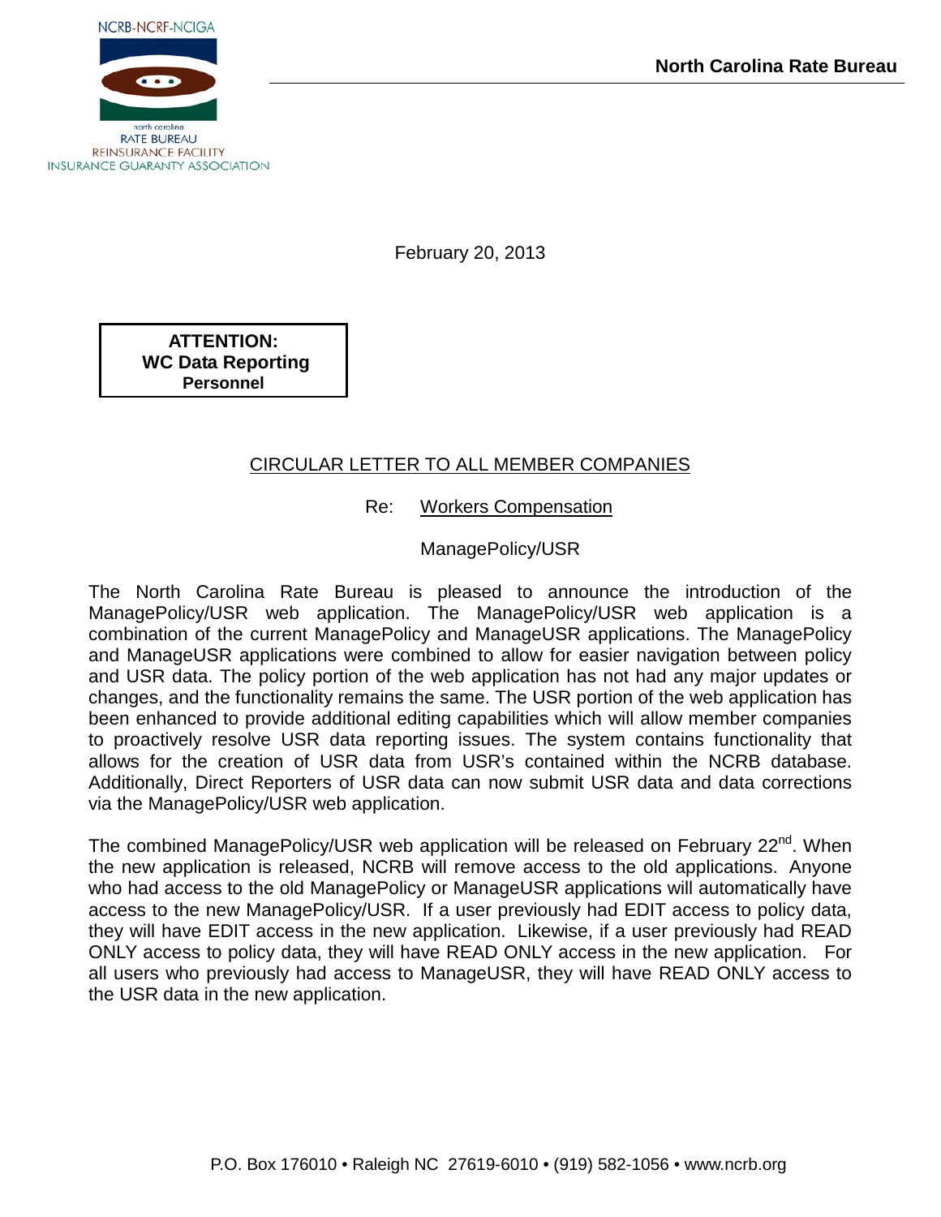NCRB-NCRF-NCIGA

north carolina
RATE BUREAU
REINSURANCE FACILITY
INSURANCE GUARANTY ASSOCIATION

**North Carolina Rate Bureau**

February 20, 2013

**ATTENTION:**
**WC Data Reporting**
**Personnel**

CIRCULAR LETTER TO ALL MEMBER COMPANIES

Re: Workers Compensation

ManagePolicy/USR

The North Carolina Rate Bureau is pleased to announce the introduction of the ManagePolicy/USR web application. The ManagePolicy/USR web application is a combination of the current ManagePolicy and ManageUSR applications. The ManagePolicy and ManageUSR applications were combined to allow for easier navigation between policy and USR data. The policy portion of the web application has not had any major updates or changes, and the functionality remains the same. The USR portion of the web application has been enhanced to provide additional editing capabilities which will allow member companies to proactively resolve USR data reporting issues. The system contains functionality that allows for the creation of USR data from USR's contained within the NCRB database. Additionally, Direct Reporters of USR data can now submit USR data and data corrections via the ManagePolicy/USR web application.

The combined ManagePolicy/USR web application will be released on February 22nd. When the new application is released, NCRB will remove access to the old applications. Anyone who had access to the old ManagePolicy or ManageUSR applications will automatically have access to the new ManagePolicy/USR. If a user previously had EDIT access to policy data, they will have EDIT access in the new application. Likewise, if a user previously had READ ONLY access to policy data, they will have READ ONLY access in the new application. For all users who previously had access to ManageUSR, they will have READ ONLY access to the USR data in the new application.

P.O. Box 176010 • Raleigh NC 27619-6010 • (919) 582-1056 • www.ncrb.org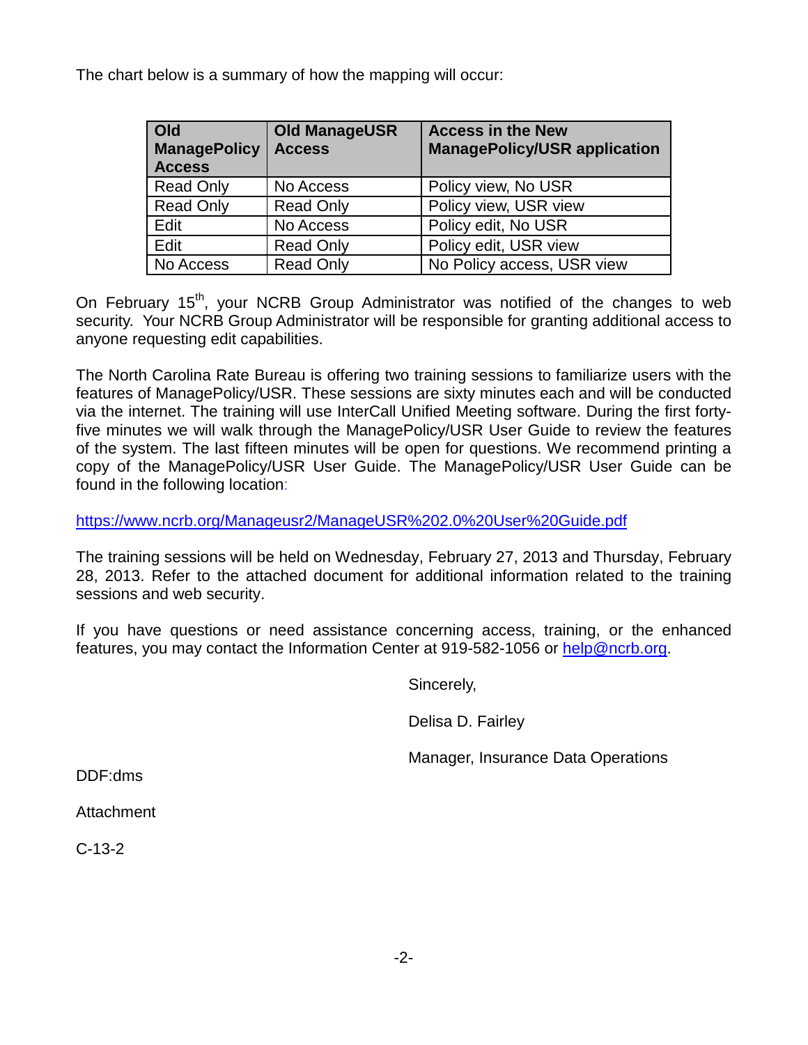The chart below is a summary of how the mapping will occur:

| Old ManagePolicy Access | Old ManageUSR Access | Access in the New ManagePolicy/USR application |
|---|---|---|
| Read Only | No Access | Policy view, No USR |
| Read Only | Read Only | Policy view, USR view |
| Edit | No Access | Policy edit, No USR |
| Edit | Read Only | Policy edit, USR view |
| No Access | Read Only | No Policy access, USR view |

On February 15th, your NCRB Group Administrator was notified of the changes to web security. Your NCRB Group Administrator will be responsible for granting additional access to anyone requesting edit capabilities.

The North Carolina Rate Bureau is offering two training sessions to familiarize users with the features of ManagePolicy/USR. These sessions are sixty minutes each and will be conducted via the internet. The training will use InterCall Unified Meeting software. During the first forty-five minutes we will walk through the ManagePolicy/USR User Guide to review the features of the system. The last fifteen minutes will be open for questions. We recommend printing a copy of the ManagePolicy/USR User Guide. The ManagePolicy/USR User Guide can be found in the following location:

https://www.ncrb.org/Manageusr2/ManageUSR%202.0%20User%20Guide.pdf

The training sessions will be held on Wednesday, February 27, 2013 and Thursday, February 28, 2013. Refer to the attached document for additional information related to the training sessions and web security.

If you have questions or need assistance concerning access, training, or the enhanced features, you may contact the Information Center at 919-582-1056 or help@ncrb.org.

Sincerely,

Delisa D. Fairley

Manager, Insurance Data Operations

DDF:dms

Attachment

C-13-2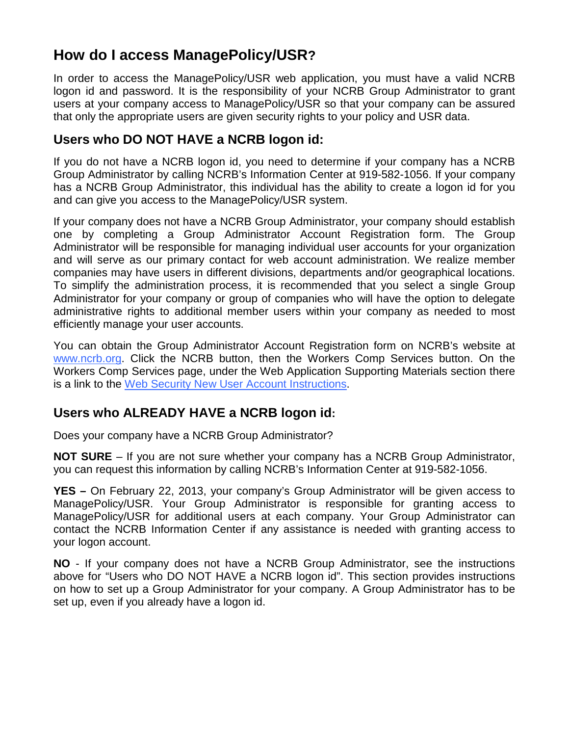## How do I access ManagePolicy/USR?

In order to access the ManagePolicy/USR web application, you must have a valid NCRB logon id and password. It is the responsibility of your NCRB Group Administrator to grant users at your company access to ManagePolicy/USR so that your company can be assured that only the appropriate users are given security rights to your policy and USR data.

### Users who DO NOT HAVE a NCRB logon id:

If you do not have a NCRB logon id, you need to determine if your company has a NCRB Group Administrator by calling NCRB's Information Center at 919-582-1056. If your company has a NCRB Group Administrator, this individual has the ability to create a logon id for you and can give you access to the ManagePolicy/USR system.

If your company does not have a NCRB Group Administrator, your company should establish one by completing a Group Administrator Account Registration form. The Group Administrator will be responsible for managing individual user accounts for your organization and will serve as our primary contact for web account administration. We realize member companies may have users in different divisions, departments and/or geographical locations. To simplify the administration process, it is recommended that you select a single Group Administrator for your company or group of companies who will have the option to delegate administrative rights to additional member users within your company as needed to most efficiently manage your user accounts.

You can obtain the Group Administrator Account Registration form on NCRB's website at [www.ncrb.org](www.ncrb.org). Click the NCRB button, then the Workers Comp Services button. On the Workers Comp Services page, under the Web Application Supporting Materials section there is a link to the Web Security New User Account Instructions.

### Users who ALREADY HAVE a NCRB logon id:

Does your company have a NCRB Group Administrator?

**NOT SURE** – If you are not sure whether your company has a NCRB Group Administrator, you can request this information by calling NCRB's Information Center at 919-582-1056.

**YES –** On February 22, 2013, your company's Group Administrator will be given access to ManagePolicy/USR. Your Group Administrator is responsible for granting access to ManagePolicy/USR for additional users at each company. Your Group Administrator can contact the NCRB Information Center if any assistance is needed with granting access to your logon account.

**NO** - If your company does not have a NCRB Group Administrator, see the instructions above for "Users who DO NOT HAVE a NCRB logon id". This section provides instructions on how to set up a Group Administrator for your company. A Group Administrator has to be set up, even if you already have a logon id.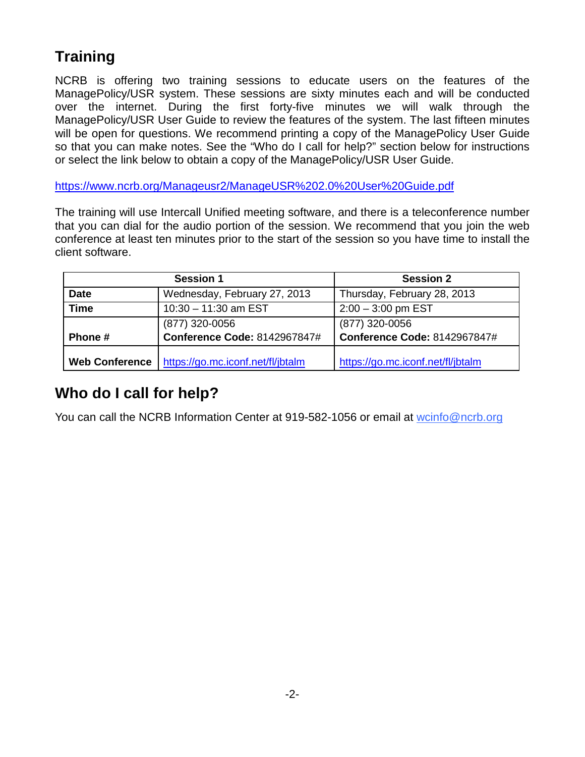## Training

NCRB is offering two training sessions to educate users on the features of the ManagePolicy/USR system. These sessions are sixty minutes each and will be conducted over the internet. During the first forty-five minutes we will walk through the ManagePolicy/USR User Guide to review the features of the system. The last fifteen minutes will be open for questions. We recommend printing a copy of the ManagePolicy User Guide so that you can make notes. See the "Who do I call for help?" section below for instructions or select the link below to obtain a copy of the ManagePolicy/USR User Guide.

https://www.ncrb.org/Manageusr2/ManageUSR%202.0%20User%20Guide.pdf

The training will use Intercall Unified meeting software, and there is a teleconference number that you can dial for the audio portion of the session. We recommend that you join the web conference at least ten minutes prior to the start of the session so you have time to install the client software.

| Session 1 | | Session 2 |
|---|---|---|
| **Date** | Wednesday, February 27, 2013 | Thursday, February 28, 2013 |
| **Time** | 10:30 – 11:30 am EST | 2:00 – 3:00 pm EST |
| **Phone #** | (877) 320-0056 **Conference Code:** 8142967847# | (877) 320-0056 **Conference Code:** 8142967847# |
| **Web Conference** | https://go.mc.iconf.net/fl/jbtalm | https://go.mc.iconf.net/fl/jbtalm |

## Who do I call for help?

You can call the NCRB Information Center at 919-582-1056 or email at wcinfo@ncrb.org